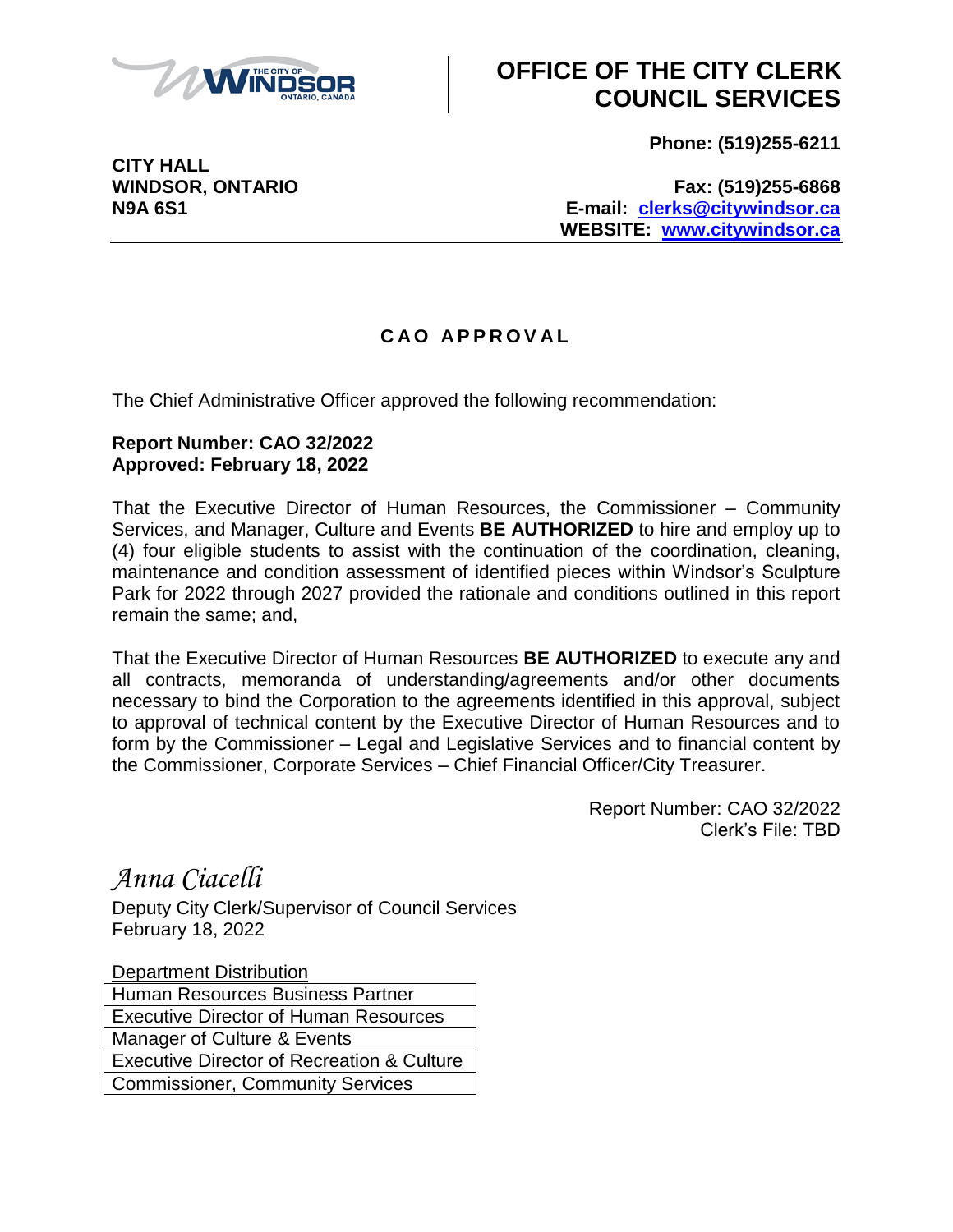# OFFICE OF THE CITY CLERK COUNCIL SERVICES

**CITY HALL**
**WINDSOR, ONTARIO**
**N9A 6S1**

**Phone: (519)255-6211**

**Fax: (519)255-6868**
**E-mail: clerks@citywindsor.ca**
**WEBSITE: www.citywindsor.ca**

## CAO APPROVAL

The Chief Administrative Officer approved the following recommendation:

**Report Number: CAO 32/2022**
**Approved: February 18, 2022**

That the Executive Director of Human Resources, the Commissioner – Community Services, and Manager, Culture and Events **BE AUTHORIZED** to hire and employ up to (4) four eligible students to assist with the continuation of the coordination, cleaning, maintenance and condition assessment of identified pieces within Windsor's Sculpture Park for 2022 through 2027 provided the rationale and conditions outlined in this report remain the same; and,

That the Executive Director of Human Resources **BE AUTHORIZED** to execute any and all contracts, memoranda of understanding/agreements and/or other documents necessary to bind the Corporation to the agreements identified in this approval, subject to approval of technical content by the Executive Director of Human Resources and to form by the Commissioner – Legal and Legislative Services and to financial content by the Commissioner, Corporate Services – Chief Financial Officer/City Treasurer.

Report Number: CAO 32/2022
Clerk's File: TBD

*Anna Ciacelli*
Deputy City Clerk/Supervisor of Council Services
February 18, 2022

| Department Distribution |
|---|
| Human Resources Business Partner |
| Executive Director of Human Resources |
| Manager of Culture & Events |
| Executive Director of Recreation & Culture |
| Commissioner, Community Services |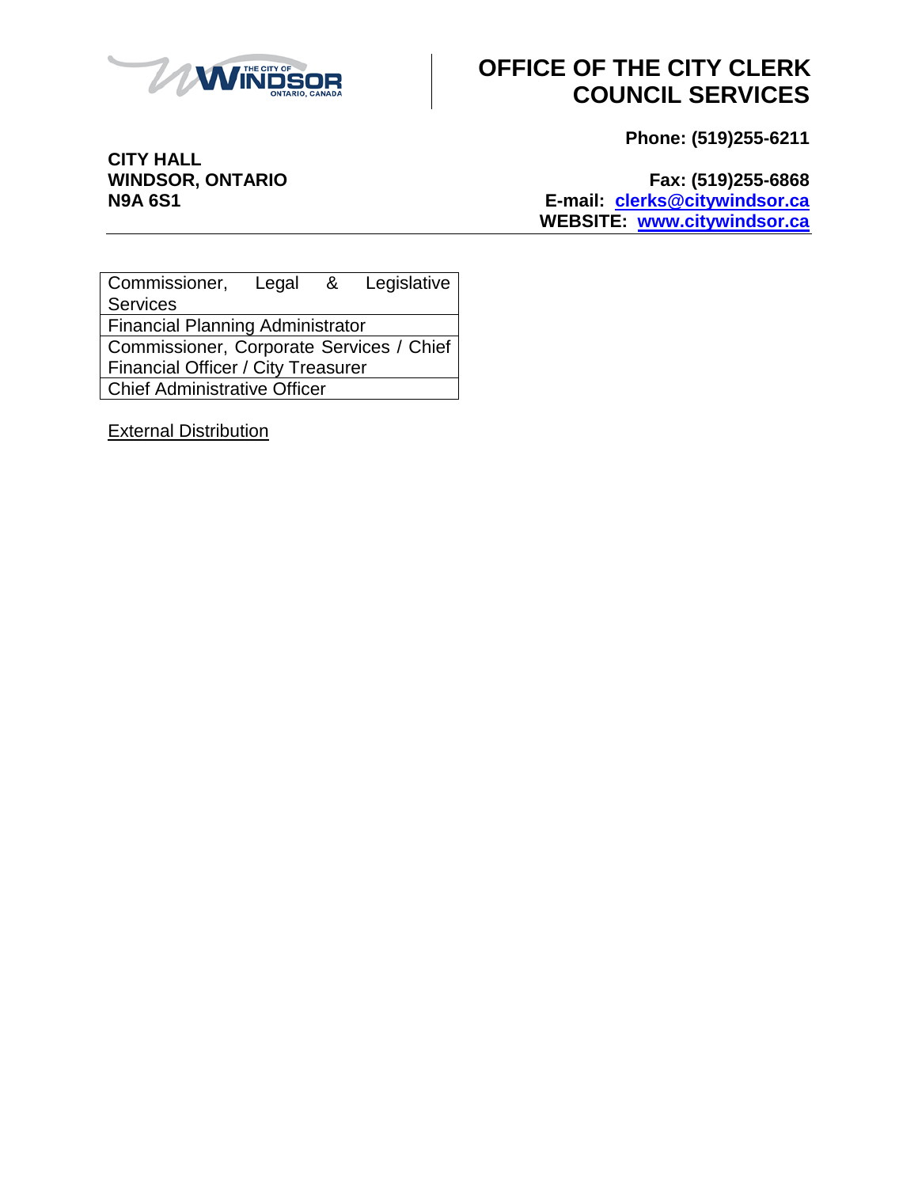# OFFICE OF THE CITY CLERK COUNCIL SERVICES

**CITY HALL**
**WINDSOR, ONTARIO**
**N9A 6S1**

**Phone: (519)255-6211**

**Fax: (519)255-6868**
**E-mail: clerks@citywindsor.ca**
**WEBSITE: www.citywindsor.ca**

| |
|---|
| Commissioner, Legal & Legislative Services |
| Financial Planning Administrator |
| Commissioner, Corporate Services / Chief Financial Officer / City Treasurer |
| Chief Administrative Officer |

External Distribution